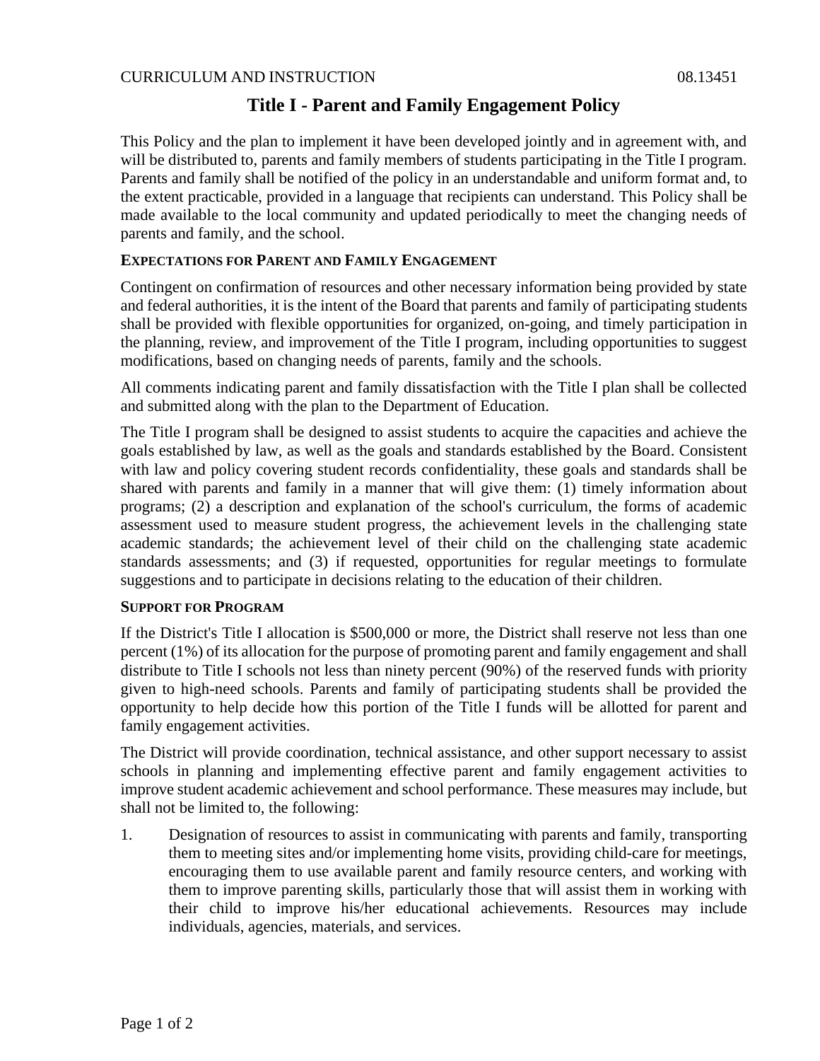CURRICULUM AND INSTRUCTION 08.13451

# Title I - Parent and Family Engagement Policy

This Policy and the plan to implement it have been developed jointly and in agreement with, and will be distributed to, parents and family members of students participating in the Title I program. Parents and family shall be notified of the policy in an understandable and uniform format and, to the extent practicable, provided in a language that recipients can understand. This Policy shall be made available to the local community and updated periodically to meet the changing needs of parents and family, and the school.

## Expectations for Parent and Family Engagement

Contingent on confirmation of resources and other necessary information being provided by state and federal authorities, it is the intent of the Board that parents and family of participating students shall be provided with flexible opportunities for organized, on-going, and timely participation in the planning, review, and improvement of the Title I program, including opportunities to suggest modifications, based on changing needs of parents, family and the schools.

All comments indicating parent and family dissatisfaction with the Title I plan shall be collected and submitted along with the plan to the Department of Education.

The Title I program shall be designed to assist students to acquire the capacities and achieve the goals established by law, as well as the goals and standards established by the Board. Consistent with law and policy covering student records confidentiality, these goals and standards shall be shared with parents and family in a manner that will give them: (1) timely information about programs; (2) a description and explanation of the school's curriculum, the forms of academic assessment used to measure student progress, the achievement levels in the challenging state academic standards; the achievement level of their child on the challenging state academic standards assessments; and (3) if requested, opportunities for regular meetings to formulate suggestions and to participate in decisions relating to the education of their children.

## Support for Program

If the District's Title I allocation is $500,000 or more, the District shall reserve not less than one percent (1%) of its allocation for the purpose of promoting parent and family engagement and shall distribute to Title I schools not less than ninety percent (90%) of the reserved funds with priority given to high-need schools. Parents and family of participating students shall be provided the opportunity to help decide how this portion of the Title I funds will be allotted for parent and family engagement activities.

The District will provide coordination, technical assistance, and other support necessary to assist schools in planning and implementing effective parent and family engagement activities to improve student academic achievement and school performance. These measures may include, but shall not be limited to, the following:

1. Designation of resources to assist in communicating with parents and family, transporting them to meeting sites and/or implementing home visits, providing child-care for meetings, encouraging them to use available parent and family resource centers, and working with them to improve parenting skills, particularly those that will assist them in working with their child to improve his/her educational achievements. Resources may include individuals, agencies, materials, and services.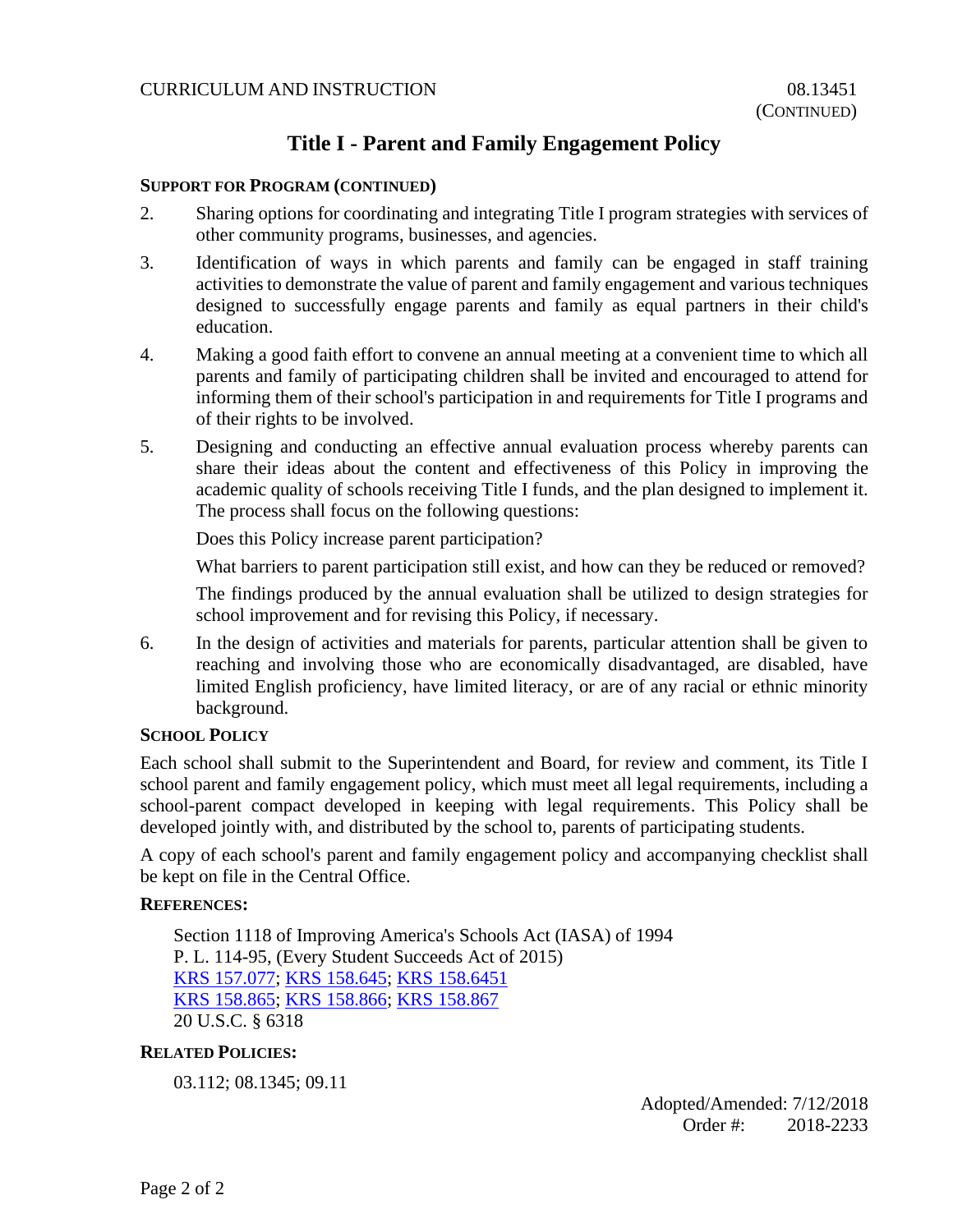# Title I - Parent and Family Engagement Policy

#### Support for Program (continued)

2. Sharing options for coordinating and integrating Title I program strategies with services of other community programs, businesses, and agencies.
3. Identification of ways in which parents and family can be engaged in staff training activities to demonstrate the value of parent and family engagement and various techniques designed to successfully engage parents and family as equal partners in their child's education.
4. Making a good faith effort to convene an annual meeting at a convenient time to which all parents and family of participating children shall be invited and encouraged to attend for informing them of their school's participation in and requirements for Title I programs and of their rights to be involved.
5. Designing and conducting an effective annual evaluation process whereby parents can share their ideas about the content and effectiveness of this Policy in improving the academic quality of schools receiving Title I funds, and the plan designed to implement it. The process shall focus on the following questions:

   Does this Policy increase parent participation?

   What barriers to parent participation still exist, and how can they be reduced or removed?

   The findings produced by the annual evaluation shall be utilized to design strategies for school improvement and for revising this Policy, if necessary.
6. In the design of activities and materials for parents, particular attention shall be given to reaching and involving those who are economically disadvantaged, are disabled, have limited English proficiency, have limited literacy, or are of any racial or ethnic minority background.

#### School Policy

Each school shall submit to the Superintendent and Board, for review and comment, its Title I school parent and family engagement policy, which must meet all legal requirements, including a school-parent compact developed in keeping with legal requirements. This Policy shall be developed jointly with, and distributed by the school to, parents of participating students.

A copy of each school's parent and family engagement policy and accompanying checklist shall be kept on file in the Central Office.

#### References:

Section 1118 of Improving America's Schools Act (IASA) of 1994
P. L. 114-95, (Every Student Succeeds Act of 2015)
KRS 157.077; KRS 158.645; KRS 158.6451
KRS 158.865; KRS 158.866; KRS 158.867
20 U.S.C. § 6318

#### Related Policies:

03.112; 08.1345; 09.11

Adopted/Amended: 7/12/2018
Order #: 2018-2233